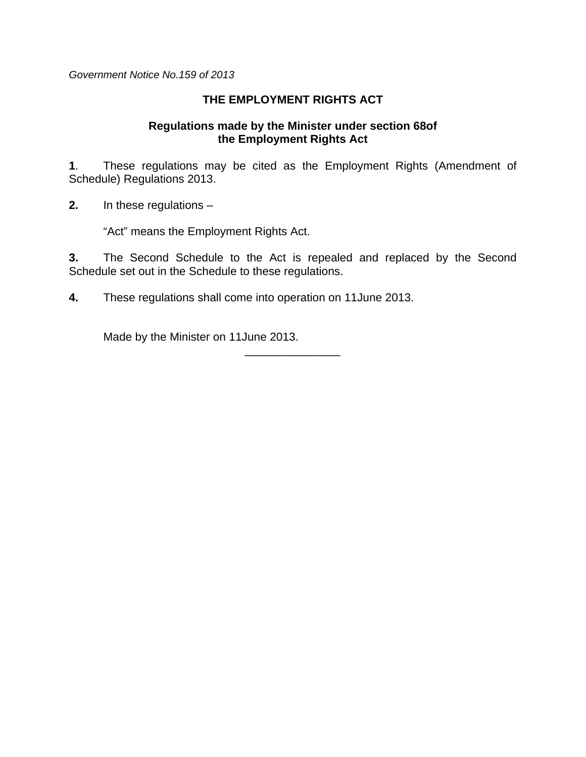*Government Notice No.159 of 2013*

# THE EMPLOYMENT RIGHTS ACT

## Regulations made by the Minister under section 68of the Employment Rights Act

**1**. These regulations may be cited as the Employment Rights (Amendment of Schedule) Regulations 2013.

**2.** In these regulations –

"Act" means the Employment Rights Act.

**3.** The Second Schedule to the Act is repealed and replaced by the Second Schedule set out in the Schedule to these regulations.

**4.** These regulations shall come into operation on 11June 2013.

Made by the Minister on 11June 2013.

---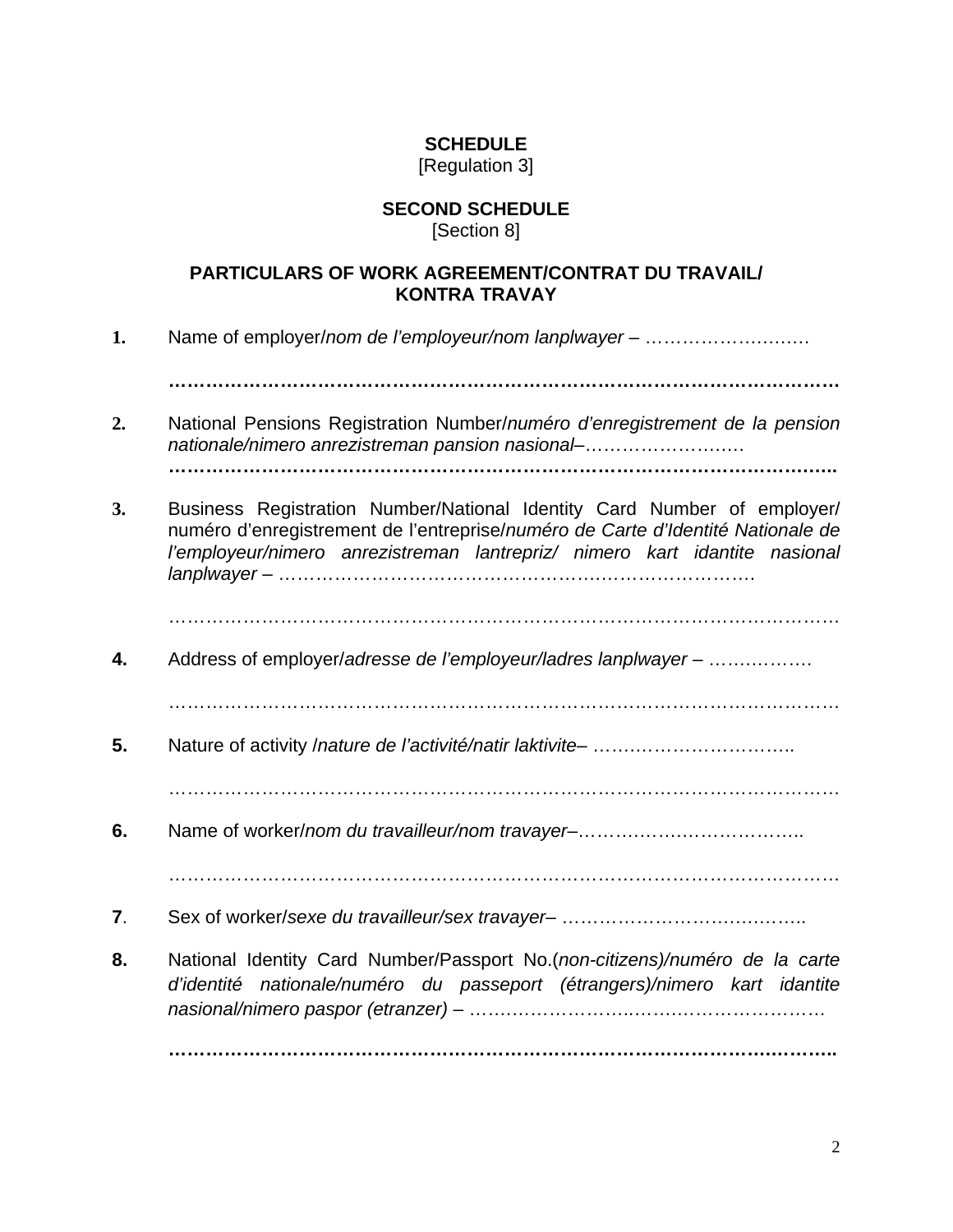**SCHEDULE**

[Regulation 3]

**SECOND SCHEDULE**

[Section 8]

**PARTICULARS OF WORK AGREEMENT/CONTRAT DU TRAVAIL/ KONTRA TRAVAY**

**1.** Name of employer/*nom de l'employeur/nom lanplwayer* – ………………………

**……………………………………………………………………………………………**

**2.** National Pensions Registration Number/*numéro d'enregistrement de la pension nationale/nimero anrezistreman pansion nasional*–………………………

**……………………………………………………………………………………………..**

**3.** Business Registration Number/National Identity Card Number of employer/ numéro d'enregistrement de l'entreprise/*numéro de Carte d'Identité Nationale de l'employeur/nimero anrezistreman lantrepriz/ nimero kart idantite nasional lanplwayer* – ………………………………………………………………….

……………………………………………………………………………………………

**4.** Address of employer/*adresse de l'employeur/ladres lanplwayer* – …………….

……………………………………………………………………………………………

**5.** Nature of activity /*nature de l'activité/natir laktivite*– …………………………..

……………………………………………………………………………………………

**6.** Name of worker/*nom du travailleur/nom travayer*–………………………………..

……………………………………………………………………………………………

**7**. Sex of worker/*sexe du travailleur/sex travayer*– …………………………………..

**8.** National Identity Card Number/Passport No.(*non-citizens)/numéro de la carte d'identité nationale/numéro du passeport (étrangers)/nimero kart idantite nasional/nimero paspor (etranzer)* – …………………………………………………

**……………………………………………………………………………………………..**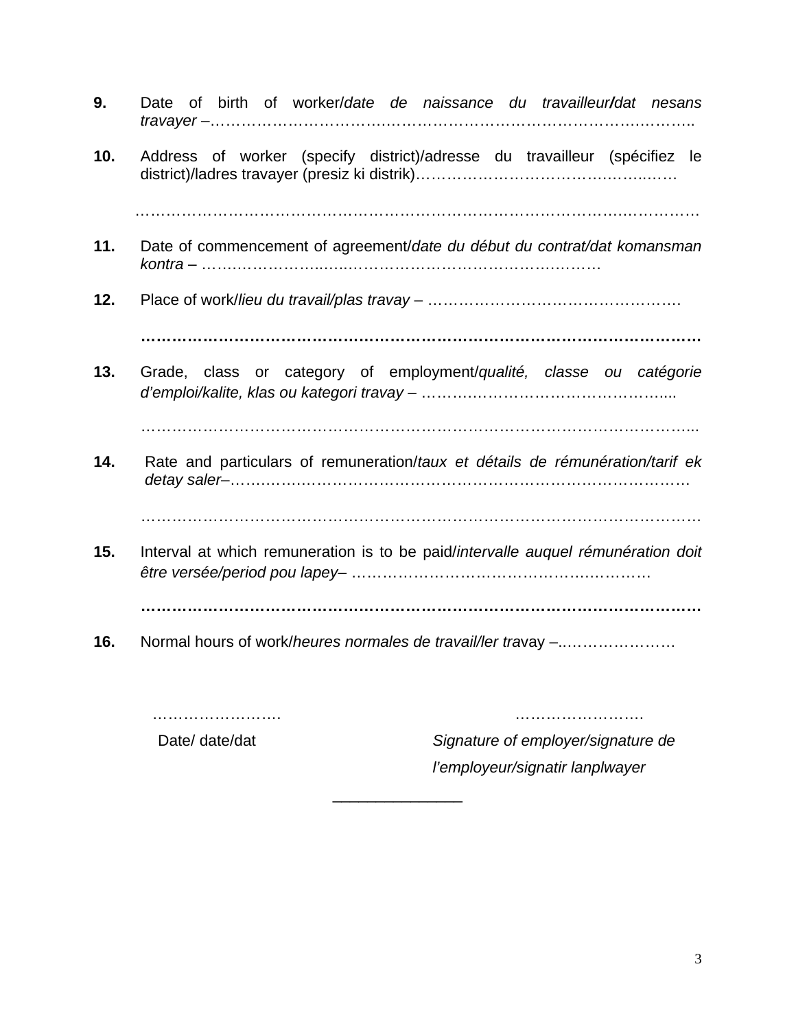**9.** Date of birth of worker/*date de naissance du travailleur/dat nesans travayer* –……………………………………………………………………………………..

**10.** Address of worker (specify district)/adresse du travailleur (spécifiez le district)/ladres travayer (presiz ki distrik)…………………………………………….

……………………………………………………………………………………………

**11.** Date of commencement of agreement/*date du début du contrat/dat komansman kontra* – ……………………………………………………………………

**12.** Place of work/*lieu du travail/plas travay* – …………………………………………….

……………………………………………………………………………………………

**13.** Grade, class or category of employment/*qualité, classe ou catégorie d'emploi/kalite, klas ou kategori travay* – ……………………………………………....

……………………………………………………………………………………………...

**14.** Rate and particulars of remuneration/*taux et détails de rémunération/tarif ek detay saler*–………………………………………………………………………………

……………………………………………………………………………………………

**15.** Interval at which remuneration is to be paid/*intervalle auquel rémunération doit être versée/period pou lapey*– …………………………………………………

……………………………………………………………………………………………

**16.** Normal hours of work/*heures normales de travail/ler tra*vay –.…………………

……………………… ……………………

Date/ date/dat *Signature of employer/signature de l'employeur/signatir lanplwayer*

_______________